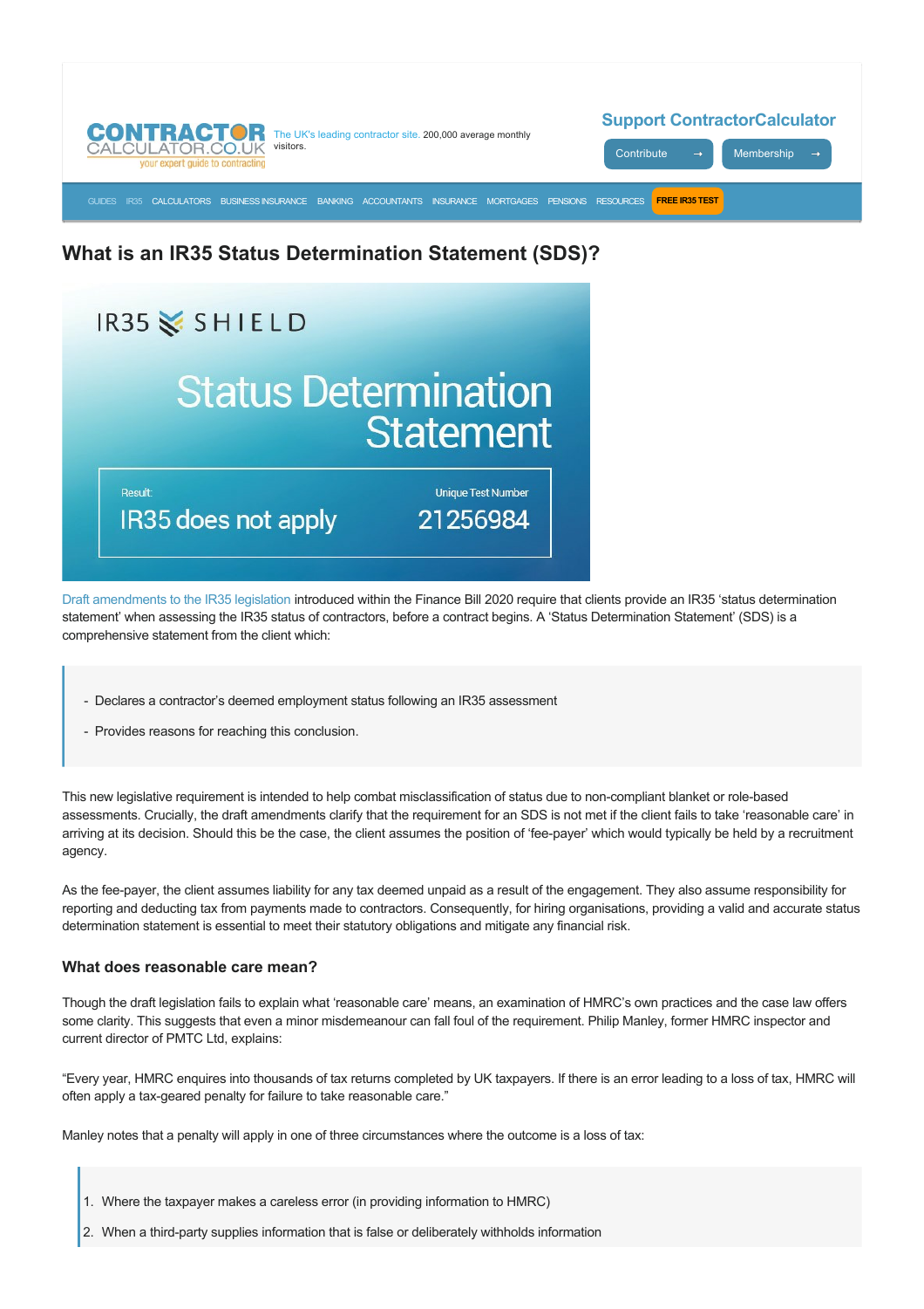CONTRACTOR CALCULATOR.CO.UK your expert guide to contracting

The UK's leading contractor site. 200,000 average monthly visitors.

Support ContractorCalculator

Contribute → Membership →

GUIDES IR35 CALCULATORS BUSINESS INSURANCE BANKING ACCOUNTANTS INSURANCE MORTGAGES PENSIONS RESOURCES FREE IR35 TEST

# What is an IR35 Status Determination Statement (SDS)?

IR35 SHIELD

Status Determination Statement

Result: IR35 does not apply

Unique Test Number 21256984

Draft amendments to the IR35 legislation introduced within the Finance Bill 2020 require that clients provide an IR35 'status determination statement' when assessing the IR35 status of contractors, before a contract begins. A 'Status Determination Statement' (SDS) is a comprehensive statement from the client which:

> - Declares a contractor's deemed employment status following an IR35 assessment
> - Provides reasons for reaching this conclusion.

This new legislative requirement is intended to help combat misclassification of status due to non-compliant blanket or role-based assessments. Crucially, the draft amendments clarify that the requirement for an SDS is not met if the client fails to take 'reasonable care' in arriving at its decision. Should this be the case, the client assumes the position of 'fee-payer' which would typically be held by a recruitment agency.

As the fee-payer, the client assumes liability for any tax deemed unpaid as a result of the engagement. They also assume responsibility for reporting and deducting tax from payments made to contractors. Consequently, for hiring organisations, providing a valid and accurate status determination statement is essential to meet their statutory obligations and mitigate any financial risk.

### What does reasonable care mean?

Though the draft legislation fails to explain what 'reasonable care' means, an examination of HMRC's own practices and the case law offers some clarity. This suggests that even a minor misdemeanour can fall foul of the requirement. Philip Manley, former HMRC inspector and current director of PMTC Ltd, explains:

"Every year, HMRC enquires into thousands of tax returns completed by UK taxpayers. If there is an error leading to a loss of tax, HMRC will often apply a tax-geared penalty for failure to take reasonable care."

Manley notes that a penalty will apply in one of three circumstances where the outcome is a loss of tax:

> 1. Where the taxpayer makes a careless error (in providing information to HMRC)
> 2. When a third-party supplies information that is false or deliberately withholds information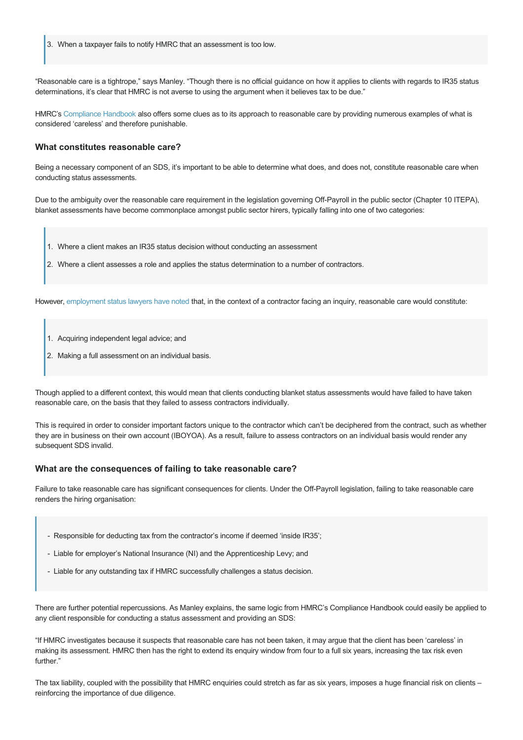3. When a taxpayer fails to notify HMRC that an assessment is too low.

"Reasonable care is a tightrope," says Manley. "Though there is no official guidance on how it applies to clients with regards to IR35 status determinations, it's clear that HMRC is not averse to using the argument when it believes tax to be due."

HMRC's Compliance Handbook also offers some clues as to its approach to reasonable care by providing numerous examples of what is considered 'careless' and therefore punishable.

### What constitutes reasonable care?

Being a necessary component of an SDS, it's important to be able to determine what does, and does not, constitute reasonable care when conducting status assessments.

Due to the ambiguity over the reasonable care requirement in the legislation governing Off-Payroll in the public sector (Chapter 10 ITEPA), blanket assessments have become commonplace amongst public sector hirers, typically falling into one of two categories:

> 1. Where a client makes an IR35 status decision without conducting an assessment
> 2. Where a client assesses a role and applies the status determination to a number of contractors.

However, employment status lawyers have noted that, in the context of a contractor facing an inquiry, reasonable care would constitute:

> 1. Acquiring independent legal advice; and
> 2. Making a full assessment on an individual basis.

Though applied to a different context, this would mean that clients conducting blanket status assessments would have failed to have taken reasonable care, on the basis that they failed to assess contractors individually.

This is required in order to consider important factors unique to the contractor which can't be deciphered from the contract, such as whether they are in business on their own account (IBOYOA). As a result, failure to assess contractors on an individual basis would render any subsequent SDS invalid.

### What are the consequences of failing to take reasonable care?

Failure to take reasonable care has significant consequences for clients. Under the Off-Payroll legislation, failing to take reasonable care renders the hiring organisation:

> - Responsible for deducting tax from the contractor's income if deemed 'inside IR35';
> - Liable for employer's National Insurance (NI) and the Apprenticeship Levy; and
> - Liable for any outstanding tax if HMRC successfully challenges a status decision.

There are further potential repercussions. As Manley explains, the same logic from HMRC's Compliance Handbook could easily be applied to any client responsible for conducting a status assessment and providing an SDS:

"If HMRC investigates because it suspects that reasonable care has not been taken, it may argue that the client has been 'careless' in making its assessment. HMRC then has the right to extend its enquiry window from four to a full six years, increasing the tax risk even further."

The tax liability, coupled with the possibility that HMRC enquiries could stretch as far as six years, imposes a huge financial risk on clients – reinforcing the importance of due diligence.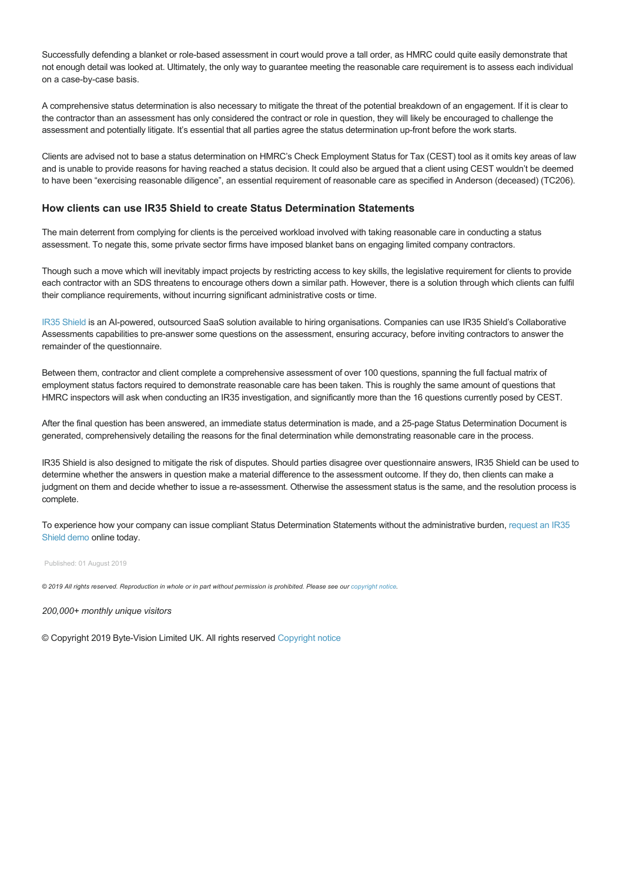Successfully defending a blanket or role-based assessment in court would prove a tall order, as HMRC could quite easily demonstrate that not enough detail was looked at. Ultimately, the only way to guarantee meeting the reasonable care requirement is to assess each individual on a case-by-case basis.

A comprehensive status determination is also necessary to mitigate the threat of the potential breakdown of an engagement. If it is clear to the contractor than an assessment has only considered the contract or role in question, they will likely be encouraged to challenge the assessment and potentially litigate. It's essential that all parties agree the status determination up-front before the work starts.

Clients are advised not to base a status determination on HMRC's Check Employment Status for Tax (CEST) tool as it omits key areas of law and is unable to provide reasons for having reached a status decision. It could also be argued that a client using CEST wouldn't be deemed to have been "exercising reasonable diligence", an essential requirement of reasonable care as specified in Anderson (deceased) (TC206).

### How clients can use IR35 Shield to create Status Determination Statements

The main deterrent from complying for clients is the perceived workload involved with taking reasonable care in conducting a status assessment. To negate this, some private sector firms have imposed blanket bans on engaging limited company contractors.

Though such a move which will inevitably impact projects by restricting access to key skills, the legislative requirement for clients to provide each contractor with an SDS threatens to encourage others down a similar path. However, there is a solution through which clients can fulfil their compliance requirements, without incurring significant administrative costs or time.

IR35 Shield is an AI-powered, outsourced SaaS solution available to hiring organisations. Companies can use IR35 Shield's Collaborative Assessments capabilities to pre-answer some questions on the assessment, ensuring accuracy, before inviting contractors to answer the remainder of the questionnaire.

Between them, contractor and client complete a comprehensive assessment of over 100 questions, spanning the full factual matrix of employment status factors required to demonstrate reasonable care has been taken. This is roughly the same amount of questions that HMRC inspectors will ask when conducting an IR35 investigation, and significantly more than the 16 questions currently posed by CEST.

After the final question has been answered, an immediate status determination is made, and a 25-page Status Determination Document is generated, comprehensively detailing the reasons for the final determination while demonstrating reasonable care in the process.

IR35 Shield is also designed to mitigate the risk of disputes. Should parties disagree over questionnaire answers, IR35 Shield can be used to determine whether the answers in question make a material difference to the assessment outcome. If they do, then clients can make a judgment on them and decide whether to issue a re-assessment. Otherwise the assessment status is the same, and the resolution process is complete.

To experience how your company can issue compliant Status Determination Statements without the administrative burden, request an IR35 Shield demo online today.

Published: 01 August 2019

*© 2019 All rights reserved. Reproduction in whole or in part without permission is prohibited. Please see our copyright notice.*

*200,000+ monthly unique visitors*

© Copyright 2019 Byte-Vision Limited UK. All rights reserved Copyright notice